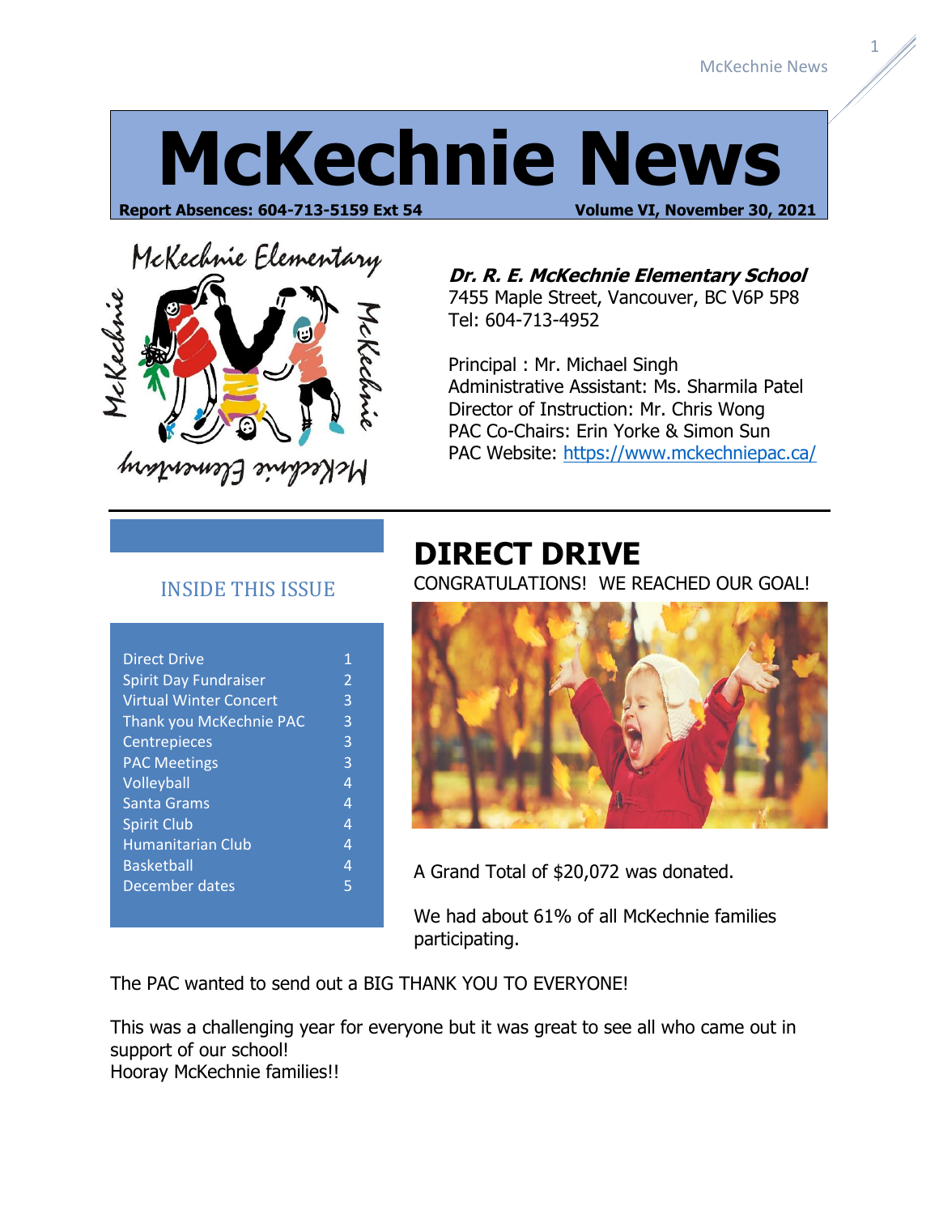# McKechnie News

**Report Absences: 604-713-5159 Ext 54** **Volume VI, November 30, 2021**

***Dr. R. E. McKechnie Elementary School***
7455 Maple Street, Vancouver, BC V6P 5P8
Tel: 604-713-4952

Principal : Mr. Michael Singh
Administrative Assistant: Ms. Sharmila Patel
Director of Instruction: Mr. Chris Wong
PAC Co-Chairs: Erin Yorke & Simon Sun
PAC Website: https://www.mckechniepac.ca/

## INSIDE THIS ISSUE

| | |
|---|---|
| Direct Drive | 1 |
| Spirit Day Fundraiser | 2 |
| Virtual Winter Concert | 3 |
| Thank you McKechnie PAC | 3 |
| Centrepieces | 3 |
| PAC Meetings | 3 |
| Volleyball | 4 |
| Santa Grams | 4 |
| Spirit Club | 4 |
| Humanitarian Club | 4 |
| Basketball | 4 |
| December dates | 5 |

## DIRECT DRIVE

CONGRATULATIONS! WE REACHED OUR GOAL!

A Grand Total of $20,072 was donated.

We had about 61% of all McKechnie families participating.

The PAC wanted to send out a BIG THANK YOU TO EVERYONE!

This was a challenging year for everyone but it was great to see all who came out in support of our school!
Hooray McKechnie families!!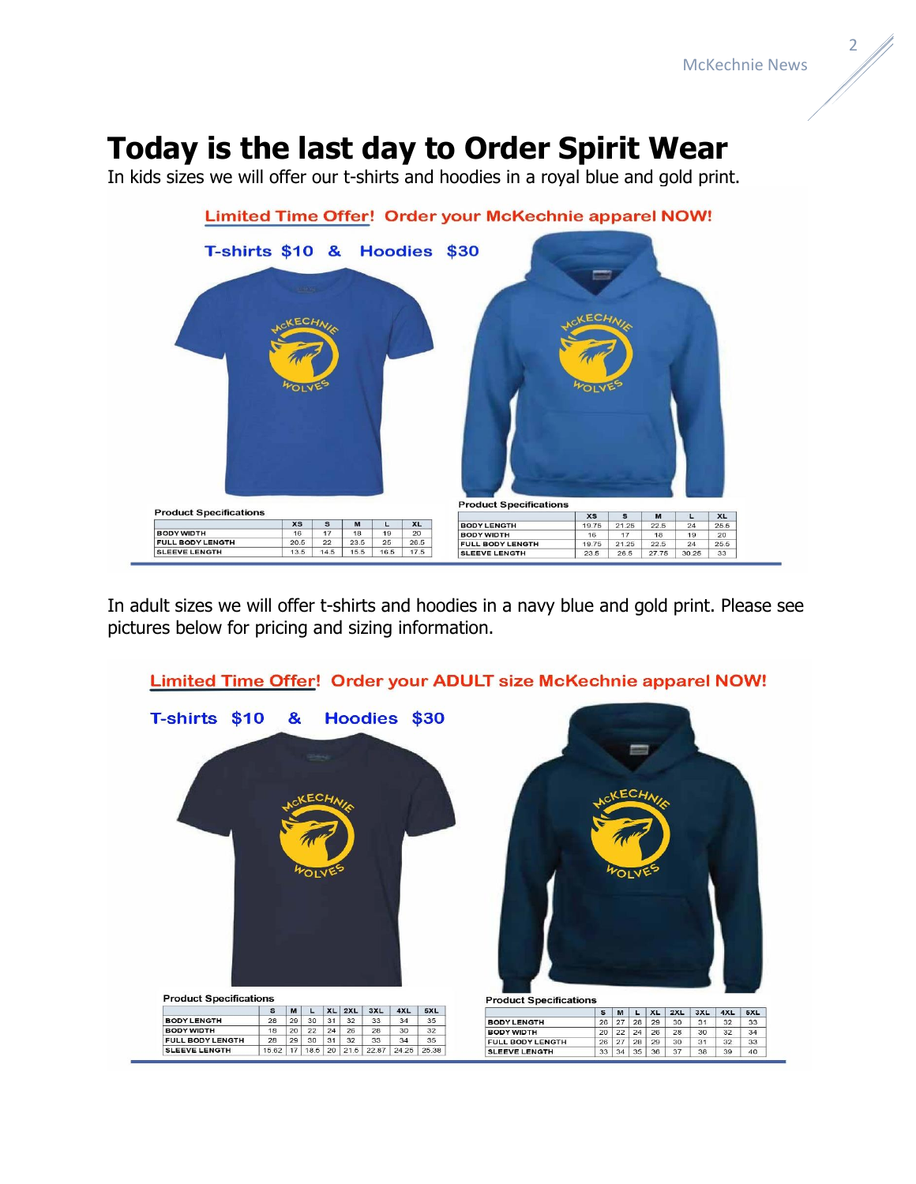# Today is the last day to Order Spirit Wear

In kids sizes we will offer our t-shirts and hoodies in a royal blue and gold print.

Limited Time Offer! Order your McKechnie apparel NOW!

T-shirts $10 & Hoodies $30

Product Specifications

| | XS | S | M | L | XL |
|---|---|---|---|---|---|
| BODY WIDTH | 16 | 17 | 18 | 19 | 20 |
| FULL BODY LENGTH | 20.5 | 22 | 23.5 | 25 | 26.5 |
| SLEEVE LENGTH | 13.5 | 14.5 | 15.5 | 16.5 | 17.5 |

Product Specifications

| | XS | S | M | L | XL |
|---|---|---|---|---|---|
| BODY LENGTH | 19.75 | 21.25 | 22.5 | 24 | 25.5 |
| BODY WIDTH | 16 | 17 | 18 | 19 | 20 |
| FULL BODY LENGTH | 19.75 | 21.25 | 22.5 | 24 | 25.5 |
| SLEEVE LENGTH | 23.5 | 26.5 | 27.75 | 30.25 | 33 |

In adult sizes we will offer t-shirts and hoodies in a navy blue and gold print. Please see pictures below for pricing and sizing information.

Limited Time Offer! Order your ADULT size McKechnie apparel NOW!

T-shirts $10 & Hoodies $30

Product Specifications

| | S | M | L | XL | 2XL | 3XL | 4XL | 5XL |
|---|---|---|---|---|---|---|---|---|
| BODY LENGTH | 28 | 29 | 30 | 31 | 32 | 33 | 34 | 35 |
| BODY WIDTH | 18 | 20 | 22 | 24 | 26 | 28 | 30 | 32 |
| FULL BODY LENGTH | 28 | 29 | 30 | 31 | 32 | 33 | 34 | 35 |
| SLEEVE LENGTH | 15.62 | 17 | 18.5 | 20 | 21.5 | 22.87 | 24.25 | 25.38 |

Product Specifications

| | S | M | L | XL | 2XL | 3XL | 4XL | 5XL |
|---|---|---|---|---|---|---|---|---|
| BODY LENGTH | 26 | 27 | 28 | 29 | 30 | 31 | 32 | 33 |
| BODY WIDTH | 20 | 22 | 24 | 26 | 28 | 30 | 32 | 34 |
| FULL BODY LENGTH | 26 | 27 | 28 | 29 | 30 | 31 | 32 | 33 |
| SLEEVE LENGTH | 33 | 34 | 35 | 36 | 37 | 38 | 39 | 40 |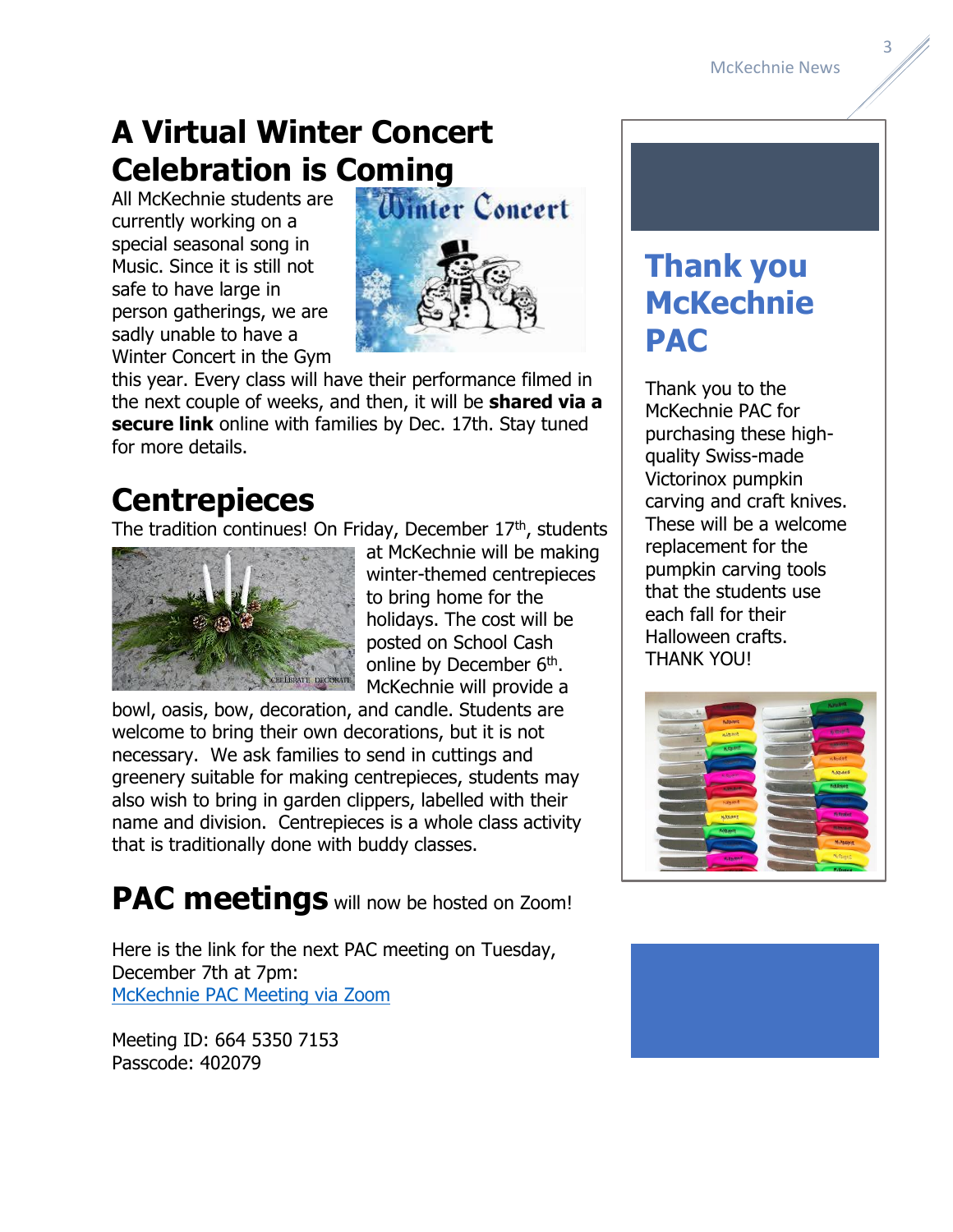# A Virtual Winter Concert Celebration is Coming

All McKechnie students are currently working on a special seasonal song in Music. Since it is still not safe to have large in person gatherings, we are sadly unable to have a Winter Concert in the Gym this year. Every class will have their performance filmed in the next couple of weeks, and then, it will be **shared via a secure link** online with families by Dec. 17th. Stay tuned for more details.

# Centrepieces

The tradition continues! On Friday, December 17th, students at McKechnie will be making winter-themed centrepieces to bring home for the holidays. The cost will be posted on School Cash online by December 6th. McKechnie will provide a bowl, oasis, bow, decoration, and candle. Students are welcome to bring their own decorations, but it is not necessary. We ask families to send in cuttings and greenery suitable for making centrepieces, students may also wish to bring in garden clippers, labelled with their name and division. Centrepieces is a whole class activity that is traditionally done with buddy classes.

# PAC meetings will now be hosted on Zoom!

Here is the link for the next PAC meeting on Tuesday, December 7th at 7pm:
[McKechnie PAC Meeting via Zoom]

Meeting ID: 664 5350 7153
Passcode: 402079

## Thank you McKechnie PAC

Thank you to the McKechnie PAC for purchasing these high-quality Swiss-made Victorinox pumpkin carving and craft knives. These will be a welcome replacement for the pumpkin carving tools that the students use each fall for their Halloween crafts. THANK YOU!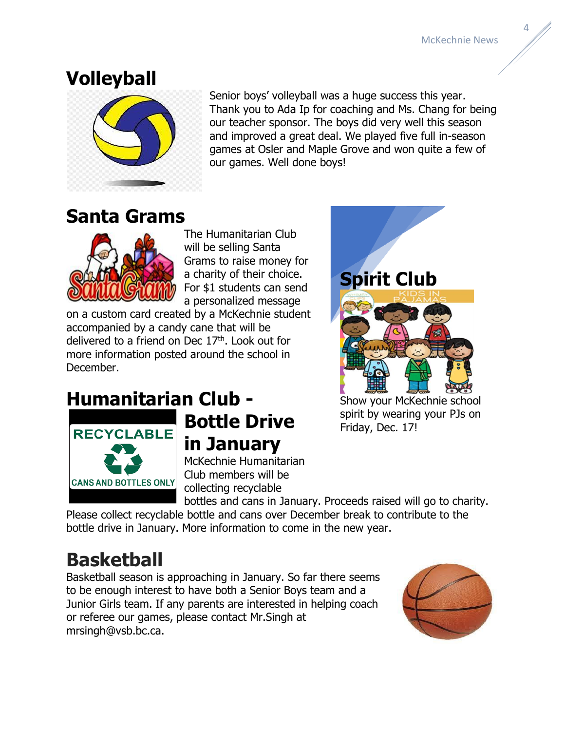## Volleyball

Senior boys' volleyball was a huge success this year. Thank you to Ada Ip for coaching and Ms. Chang for being our teacher sponsor. The boys did very well this season and improved a great deal. We played five full in-season games at Osler and Maple Grove and won quite a few of our games. Well done boys!

## Santa Grams

The Humanitarian Club will be selling Santa Grams to raise money for a charity of their choice. For $1 students can send a personalized message on a custom card created by a McKechnie student accompanied by a candy cane that will be delivered to a friend on Dec 17th. Look out for more information posted around the school in December.

## Spirit Club

Show your McKechnie school spirit by wearing your PJs on Friday, Dec. 17!

## Humanitarian Club - Bottle Drive in January

McKechnie Humanitarian Club members will be collecting recyclable bottles and cans in January. Proceeds raised will go to charity. Please collect recyclable bottle and cans over December break to contribute to the bottle drive in January. More information to come in the new year.

## Basketball

Basketball season is approaching in January. So far there seems to be enough interest to have both a Senior Boys team and a Junior Girls team. If any parents are interested in helping coach or referee our games, please contact Mr.Singh at mrsingh@vsb.bc.ca.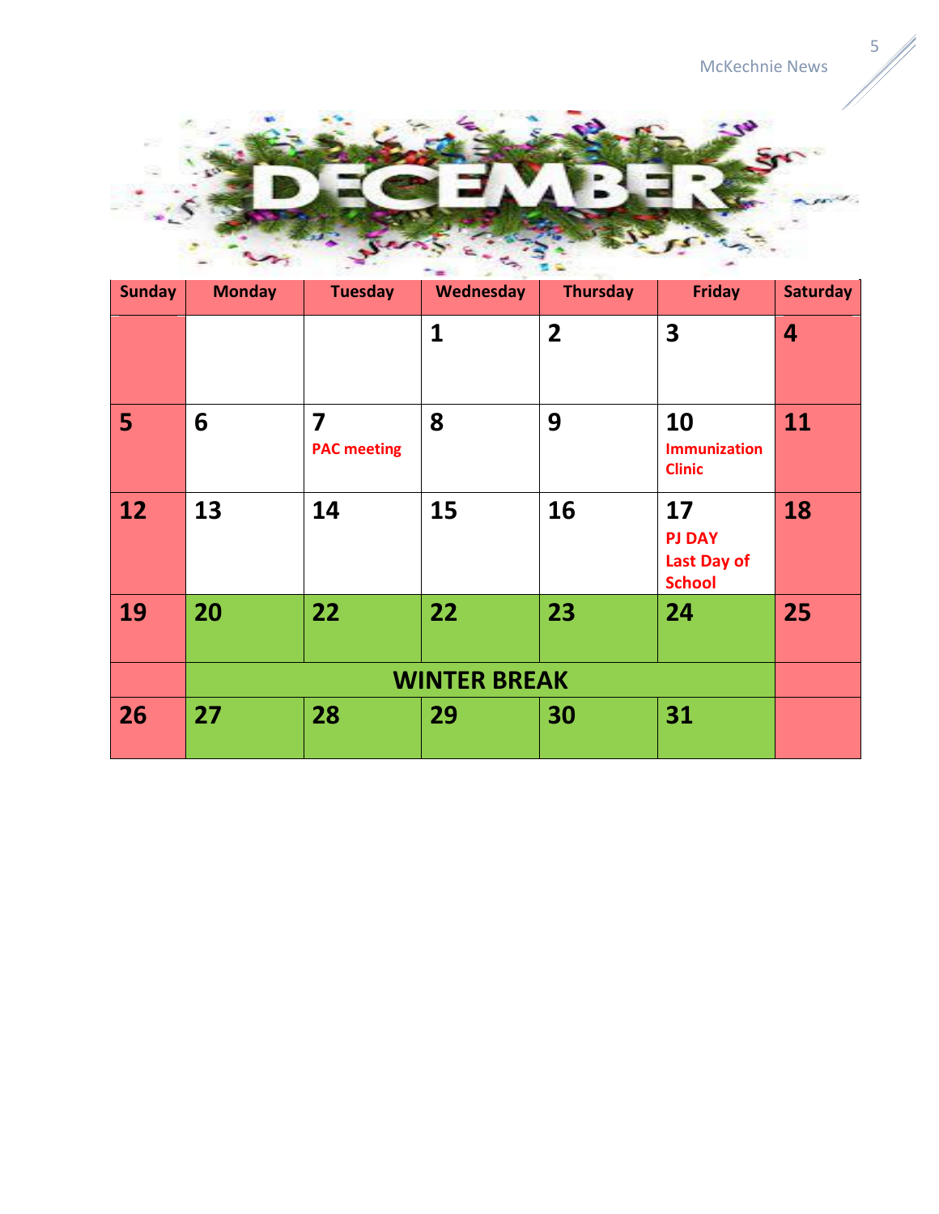# DECEMBER

| Sunday | Monday | Tuesday | Wednesday | Thursday | Friday | Saturday |
|---|---|---|---|---|---|---|
| | | | 1 | 2 | 3 | 4 |
| 5 | 6 | 7 PAC meeting | 8 | 9 | 10 Immunization Clinic | 11 |
| 12 | 13 | 14 | 15 | 16 | 17 PJ DAY Last Day of School | 18 |
| 19 | 20 | 22 | 22 | 23 | 24 | 25 |
| | WINTER BREAK | | | | | |
| 26 | 27 | 28 | 29 | 30 | 31 | |